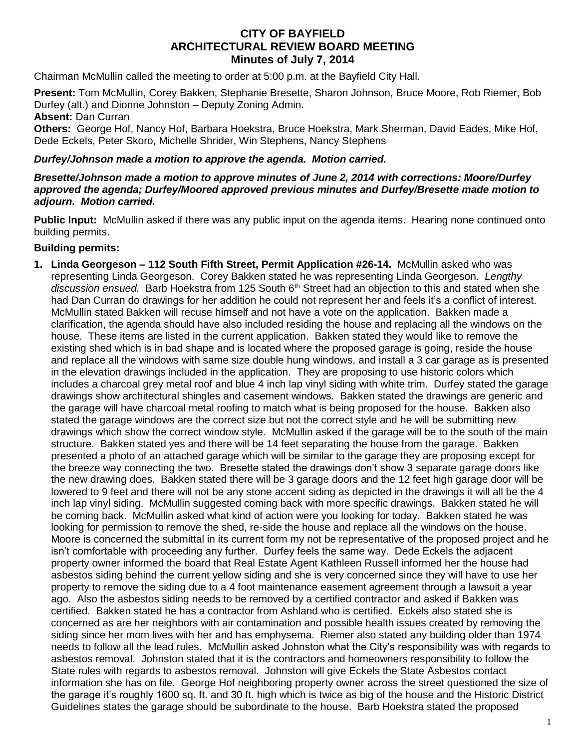# CITY OF BAYFIELD
# ARCHITECTURAL REVIEW BOARD MEETING
## Minutes of July 7, 2014

Chairman McMullin called the meeting to order at 5:00 p.m. at the Bayfield City Hall.

**Present:** Tom McMullin, Corey Bakken, Stephanie Bresette, Sharon Johnson, Bruce Moore, Rob Riemer, Bob Durfey (alt.) and Dionne Johnston – Deputy Zoning Admin.

**Absent:** Dan Curran

**Others:** George Hof, Nancy Hof, Barbara Hoekstra, Bruce Hoekstra, Mark Sherman, David Eades, Mike Hof, Dede Eckels, Peter Skoro, Michelle Shrider, Win Stephens, Nancy Stephens

***Durfey/Johnson made a motion to approve the agenda. Motion carried.***

***Bresette/Johnson made a motion to approve minutes of June 2, 2014 with corrections: Moore/Durfey approved the agenda; Durfey/Moored approved previous minutes and Durfey/Bresette made motion to adjourn. Motion carried.***

**Public Input:** McMullin asked if there was any public input on the agenda items. Hearing none continued onto building permits.

**Building permits:**

1. **Linda Georgeson – 112 South Fifth Street, Permit Application #26-14.** McMullin asked who was representing Linda Georgeson. Corey Bakken stated he was representing Linda Georgeson. *Lengthy discussion ensued.* Barb Hoekstra from 125 South 6th Street had an objection to this and stated when she had Dan Curran do drawings for her addition he could not represent her and feels it's a conflict of interest. McMullin stated Bakken will recuse himself and not have a vote on the application. Bakken made a clarification, the agenda should have also included residing the house and replacing all the windows on the house. These items are listed in the current application. Bakken stated they would like to remove the existing shed which is in bad shape and is located where the proposed garage is going, reside the house and replace all the windows with same size double hung windows, and install a 3 car garage as is presented in the elevation drawings included in the application. They are proposing to use historic colors which includes a charcoal grey metal roof and blue 4 inch lap vinyl siding with white trim. Durfey stated the garage drawings show architectural shingles and casement windows. Bakken stated the drawings are generic and the garage will have charcoal metal roofing to match what is being proposed for the house. Bakken also stated the garage windows are the correct size but not the correct style and he will be submitting new drawings which show the correct window style. McMullin asked if the garage will be to the south of the main structure. Bakken stated yes and there will be 14 feet separating the house from the garage. Bakken presented a photo of an attached garage which will be similar to the garage they are proposing except for the breeze way connecting the two. Bresette stated the drawings don't show 3 separate garage doors like the new drawing does. Bakken stated there will be 3 garage doors and the 12 feet high garage door will be lowered to 9 feet and there will not be any stone accent siding as depicted in the drawings it will all be the 4 inch lap vinyl siding. McMullin suggested coming back with more specific drawings. Bakken stated he will be coming back. McMullin asked what kind of action were you looking for today. Bakken stated he was looking for permission to remove the shed, re-side the house and replace all the windows on the house. Moore is concerned the submittal in its current form my not be representative of the proposed project and he isn't comfortable with proceeding any further. Durfey feels the same way. Dede Eckels the adjacent property owner informed the board that Real Estate Agent Kathleen Russell informed her the house had asbestos siding behind the current yellow siding and she is very concerned since they will have to use her property to remove the siding due to a 4 foot maintenance easement agreement through a lawsuit a year ago. Also the asbestos siding needs to be removed by a certified contractor and asked if Bakken was certified. Bakken stated he has a contractor from Ashland who is certified. Eckels also stated she is concerned as are her neighbors with air contamination and possible health issues created by removing the siding since her mom lives with her and has emphysema. Riemer also stated any building older than 1974 needs to follow all the lead rules. McMullin asked Johnston what the City's responsibility was with regards to asbestos removal. Johnston stated that it is the contractors and homeowners responsibility to follow the State rules with regards to asbestos removal. Johnston will give Eckels the State Asbestos contact information she has on file. George Hof neighboring property owner across the street questioned the size of the garage it's roughly 1600 sq. ft. and 30 ft. high which is twice as big of the house and the Historic District Guidelines states the garage should be subordinate to the house. Barb Hoekstra stated the proposed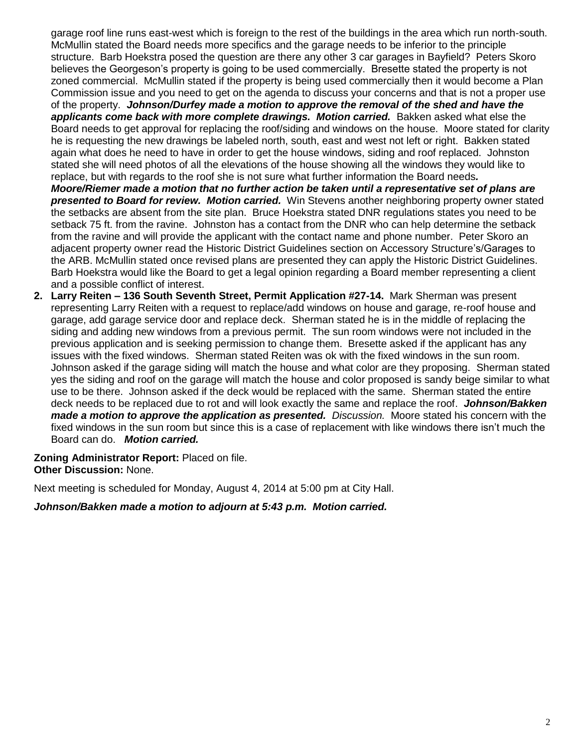garage roof line runs east-west which is foreign to the rest of the buildings in the area which run north-south. McMullin stated the Board needs more specifics and the garage needs to be inferior to the principle structure. Barb Hoekstra posed the question are there any other 3 car garages in Bayfield? Peters Skoro believes the Georgeson's property is going to be used commercially. Bresette stated the property is not zoned commercial. McMullin stated if the property is being used commercially then it would become a Plan Commission issue and you need to get on the agenda to discuss your concerns and that is not a proper use of the property. ***Johnson/Durfey made a motion to approve the removal of the shed and have the applicants come back with more complete drawings. Motion carried.*** Bakken asked what else the Board needs to get approval for replacing the roof/siding and windows on the house. Moore stated for clarity he is requesting the new drawings be labeled north, south, east and west not left or right. Bakken stated again what does he need to have in order to get the house windows, siding and roof replaced. Johnston stated she will need photos of all the elevations of the house showing all the windows they would like to replace, but with regards to the roof she is not sure what further information the Board needs***.*** ***Moore/Riemer made a motion that no further action be taken until a representative set of plans are presented to Board for review. Motion carried.*** Win Stevens another neighboring property owner stated the setbacks are absent from the site plan. Bruce Hoekstra stated DNR regulations states you need to be setback 75 ft. from the ravine. Johnston has a contact from the DNR who can help determine the setback from the ravine and will provide the applicant with the contact name and phone number. Peter Skoro an adjacent property owner read the Historic District Guidelines section on Accessory Structure's/Garages to the ARB. McMullin stated once revised plans are presented they can apply the Historic District Guidelines. Barb Hoekstra would like the Board to get a legal opinion regarding a Board member representing a client and a possible conflict of interest.

2. **Larry Reiten – 136 South Seventh Street, Permit Application #27-14.** Mark Sherman was present representing Larry Reiten with a request to replace/add windows on house and garage, re-roof house and garage, add garage service door and replace deck. Sherman stated he is in the middle of replacing the siding and adding new windows from a previous permit. The sun room windows were not included in the previous application and is seeking permission to change them. Bresette asked if the applicant has any issues with the fixed windows. Sherman stated Reiten was ok with the fixed windows in the sun room. Johnson asked if the garage siding will match the house and what color are they proposing. Sherman stated yes the siding and roof on the garage will match the house and color proposed is sandy beige similar to what use to be there. Johnson asked if the deck would be replaced with the same. Sherman stated the entire deck needs to be replaced due to rot and will look exactly the same and replace the roof. ***Johnson/Bakken made a motion to approve the application as presented.*** *Discussion.* Moore stated his concern with the fixed windows in the sun room but since this is a case of replacement with like windows there isn't much the Board can do. ***Motion carried.***

**Zoning Administrator Report:** Placed on file.
**Other Discussion:** None.

Next meeting is scheduled for Monday, August 4, 2014 at 5:00 pm at City Hall.

***Johnson/Bakken made a motion to adjourn at 5:43 p.m. Motion carried.***